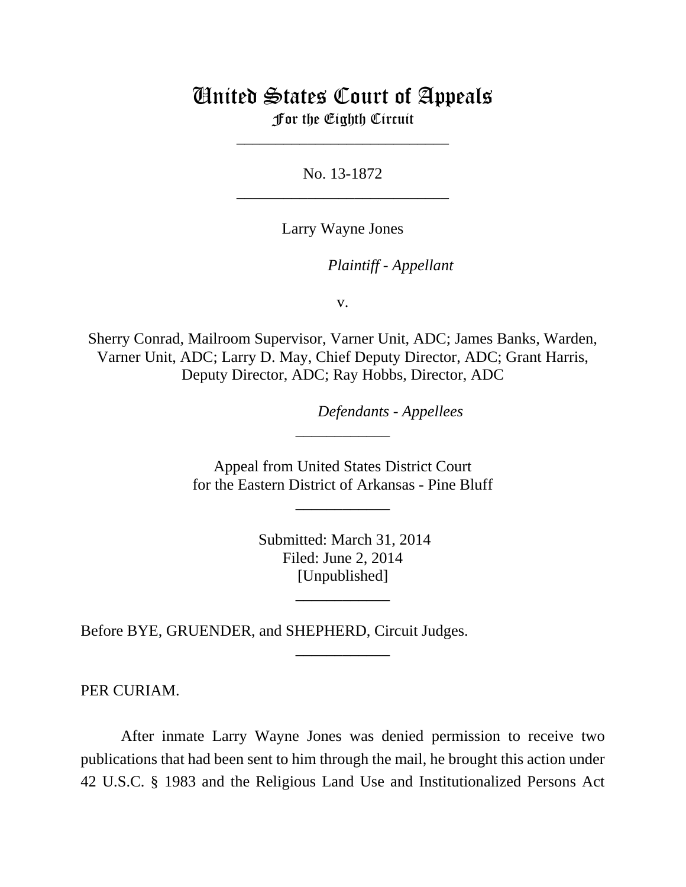# United States Court of Appeals
## For the Eighth Circuit

---

No. 13-1872

---

Larry Wayne Jones

*Plaintiff - Appellant*

v.

Sherry Conrad, Mailroom Supervisor, Varner Unit, ADC; James Banks, Warden, Varner Unit, ADC; Larry D. May, Chief Deputy Director, ADC; Grant Harris, Deputy Director, ADC; Ray Hobbs, Director, ADC

*Defendants - Appellees*

---

Appeal from United States District Court for the Eastern District of Arkansas - Pine Bluff

---

Submitted: March 31, 2014
Filed: June 2, 2014
[Unpublished]

---

Before BYE, GRUENDER, and SHEPHERD, Circuit Judges.

---

PER CURIAM.

After inmate Larry Wayne Jones was denied permission to receive two publications that had been sent to him through the mail, he brought this action under 42 U.S.C. § 1983 and the Religious Land Use and Institutionalized Persons Act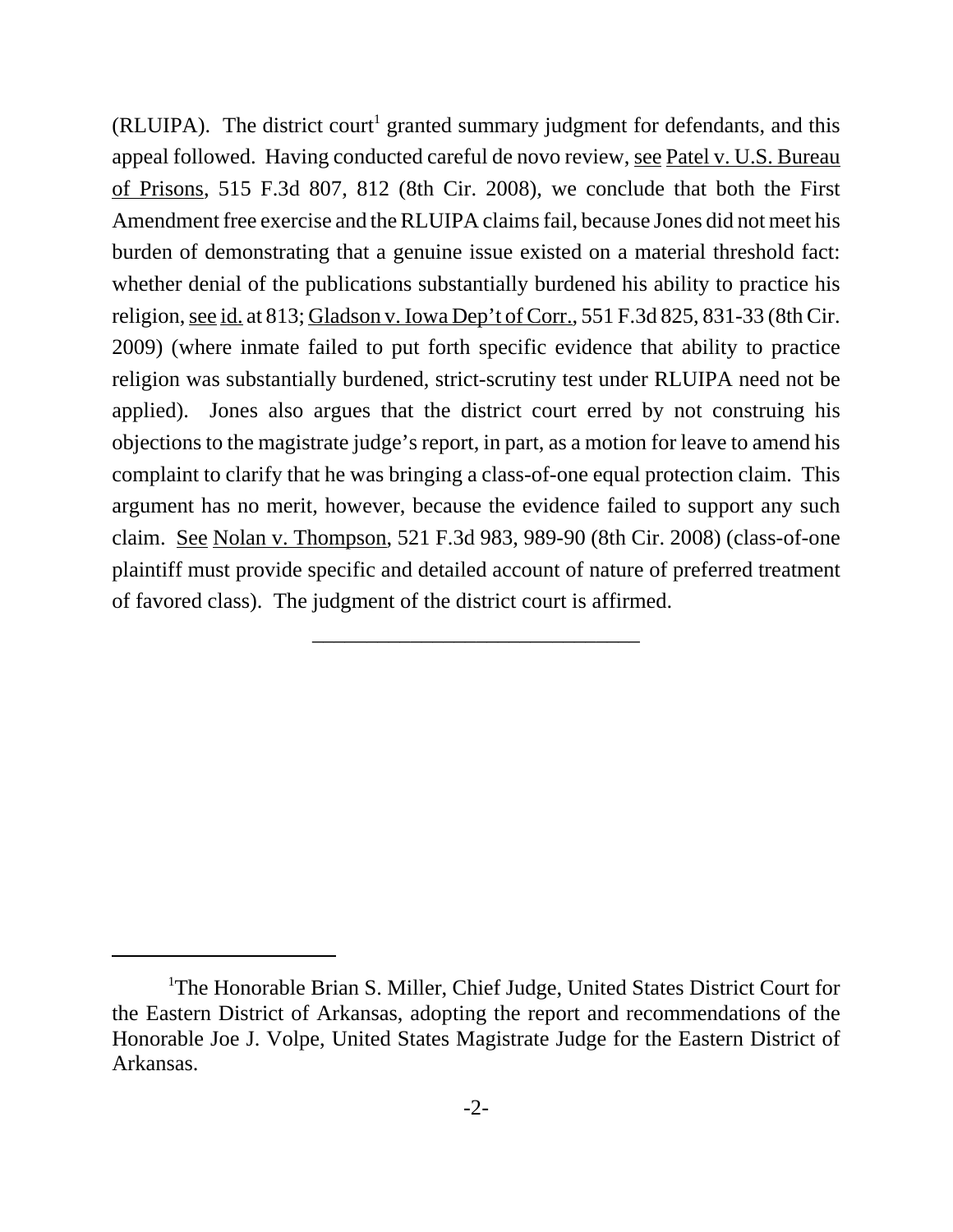(RLUIPA). The district court[1] granted summary judgment for defendants, and this appeal followed. Having conducted careful de novo review, see Patel v. U.S. Bureau of Prisons, 515 F.3d 807, 812 (8th Cir. 2008), we conclude that both the First Amendment free exercise and the RLUIPA claims fail, because Jones did not meet his burden of demonstrating that a genuine issue existed on a material threshold fact: whether denial of the publications substantially burdened his ability to practice his religion, see id. at 813; Gladson v. Iowa Dep't of Corr., 551 F.3d 825, 831-33 (8th Cir. 2009) (where inmate failed to put forth specific evidence that ability to practice religion was substantially burdened, strict-scrutiny test under RLUIPA need not be applied). Jones also argues that the district court erred by not construing his objections to the magistrate judge's report, in part, as a motion for leave to amend his complaint to clarify that he was bringing a class-of-one equal protection claim. This argument has no merit, however, because the evidence failed to support any such claim. See Nolan v. Thompson, 521 F.3d 983, 989-90 (8th Cir. 2008) (class-of-one plaintiff must provide specific and detailed account of nature of preferred treatment of favored class). The judgment of the district court is affirmed.

______________________________

[1]The Honorable Brian S. Miller, Chief Judge, United States District Court for the Eastern District of Arkansas, adopting the report and recommendations of the Honorable Joe J. Volpe, United States Magistrate Judge for the Eastern District of Arkansas.